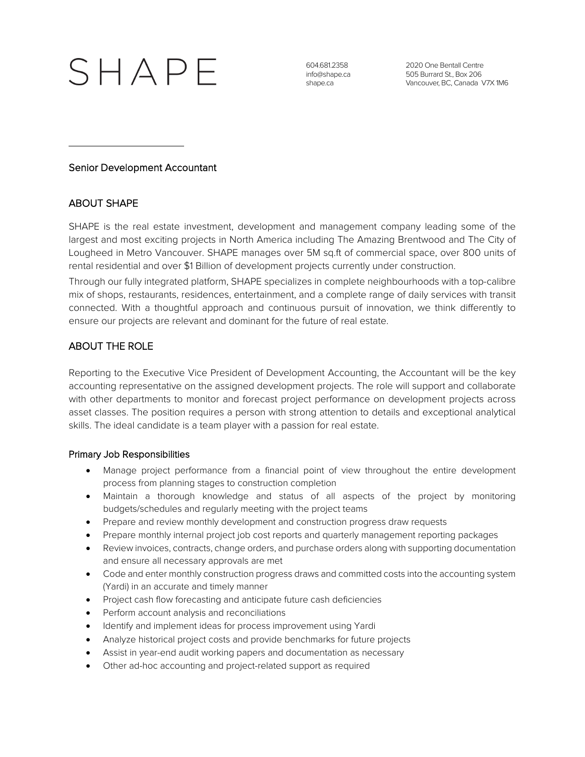# SHAPE

604.681.2358
info@shape.ca
shape.ca

2020 One Bentall Centre
505 Burrard St., Box 206
Vancouver, BC, Canada V7X 1M6

---

Senior Development Accountant

## ABOUT SHAPE

SHAPE is the real estate investment, development and management company leading some of the largest and most exciting projects in North America including The Amazing Brentwood and The City of Lougheed in Metro Vancouver. SHAPE manages over 5M sq.ft of commercial space, over 800 units of rental residential and over $1 Billion of development projects currently under construction.

Through our fully integrated platform, SHAPE specializes in complete neighbourhoods with a top-calibre mix of shops, restaurants, residences, entertainment, and a complete range of daily services with transit connected. With a thoughtful approach and continuous pursuit of innovation, we think differently to ensure our projects are relevant and dominant for the future of real estate.

## ABOUT THE ROLE

Reporting to the Executive Vice President of Development Accounting, the Accountant will be the key accounting representative on the assigned development projects. The role will support and collaborate with other departments to monitor and forecast project performance on development projects across asset classes. The position requires a person with strong attention to details and exceptional analytical skills. The ideal candidate is a team player with a passion for real estate.

### Primary Job Responsibilities

- Manage project performance from a financial point of view throughout the entire development process from planning stages to construction completion
- Maintain a thorough knowledge and status of all aspects of the project by monitoring budgets/schedules and regularly meeting with the project teams
- Prepare and review monthly development and construction progress draw requests
- Prepare monthly internal project job cost reports and quarterly management reporting packages
- Review invoices, contracts, change orders, and purchase orders along with supporting documentation and ensure all necessary approvals are met
- Code and enter monthly construction progress draws and committed costs into the accounting system (Yardi) in an accurate and timely manner
- Project cash flow forecasting and anticipate future cash deficiencies
- Perform account analysis and reconciliations
- Identify and implement ideas for process improvement using Yardi
- Analyze historical project costs and provide benchmarks for future projects
- Assist in year-end audit working papers and documentation as necessary
- Other ad-hoc accounting and project-related support as required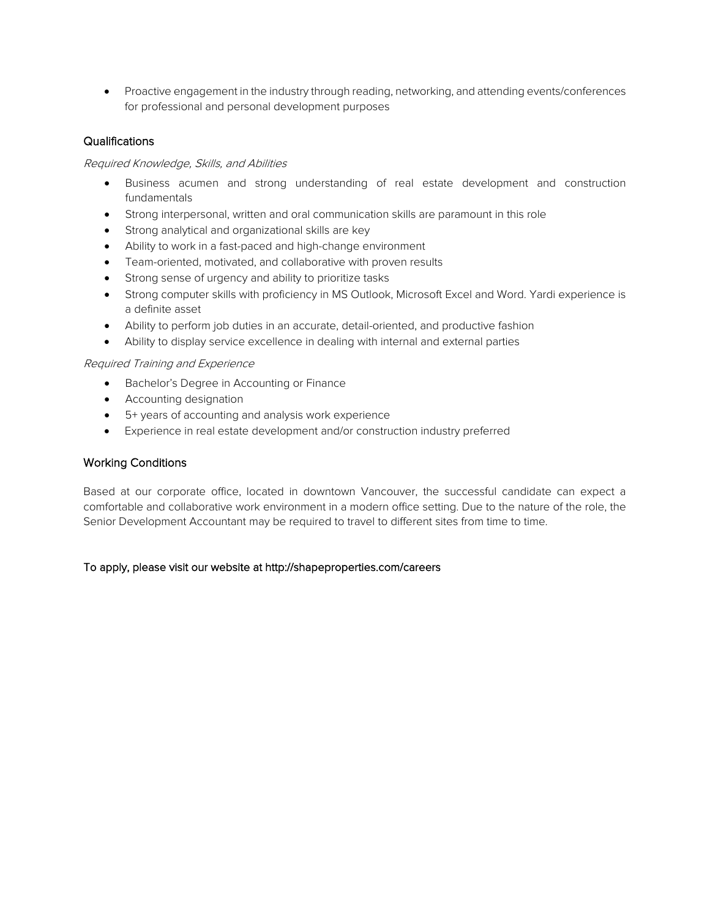- Proactive engagement in the industry through reading, networking, and attending events/conferences for professional and personal development purposes

## Qualifications

*Required Knowledge, Skills, and Abilities*

- Business acumen and strong understanding of real estate development and construction fundamentals
- Strong interpersonal, written and oral communication skills are paramount in this role
- Strong analytical and organizational skills are key
- Ability to work in a fast-paced and high-change environment
- Team-oriented, motivated, and collaborative with proven results
- Strong sense of urgency and ability to prioritize tasks
- Strong computer skills with proficiency in MS Outlook, Microsoft Excel and Word. Yardi experience is a definite asset
- Ability to perform job duties in an accurate, detail-oriented, and productive fashion
- Ability to display service excellence in dealing with internal and external parties

*Required Training and Experience*

- Bachelor's Degree in Accounting or Finance
- Accounting designation
- 5+ years of accounting and analysis work experience
- Experience in real estate development and/or construction industry preferred

## Working Conditions

Based at our corporate office, located in downtown Vancouver, the successful candidate can expect a comfortable and collaborative work environment in a modern office setting. Due to the nature of the role, the Senior Development Accountant may be required to travel to different sites from time to time.

To apply, please visit our website at http://shapeproperties.com/careers